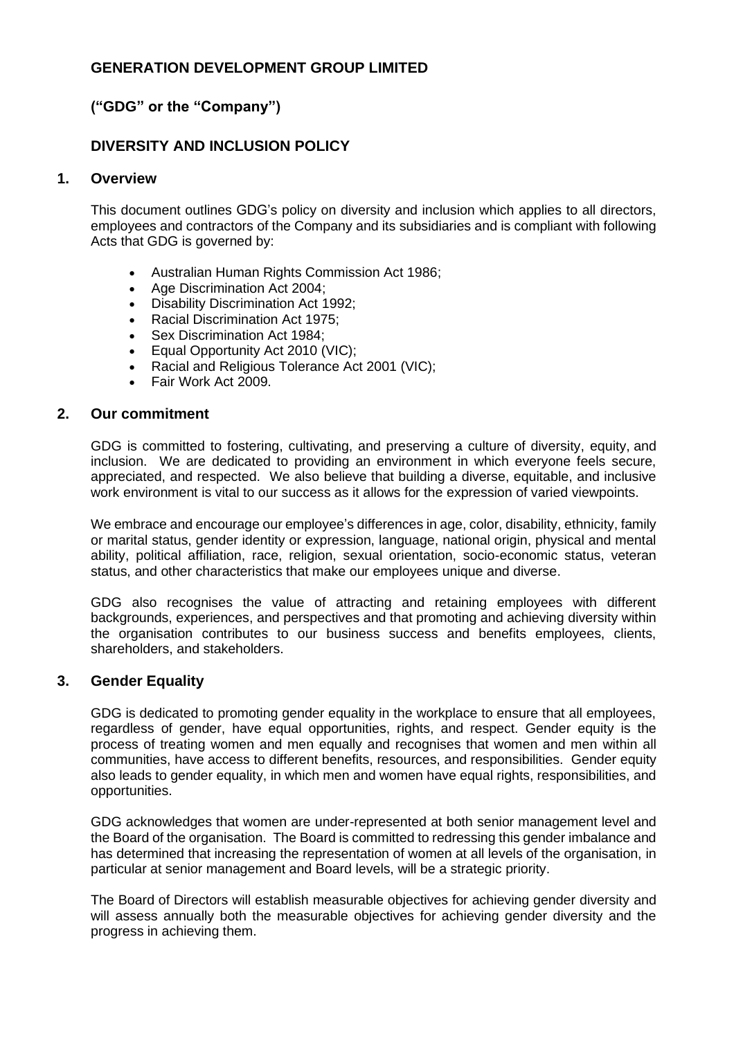# GENERATION DEVELOPMENT GROUP LIMITED

## ("GDG" or the "Company")

## DIVERSITY AND INCLUSION POLICY

### 1. Overview

This document outlines GDG's policy on diversity and inclusion which applies to all directors, employees and contractors of the Company and its subsidiaries and is compliant with following Acts that GDG is governed by:

- Australian Human Rights Commission Act 1986;
- Age Discrimination Act 2004;
- Disability Discrimination Act 1992;
- Racial Discrimination Act 1975;
- Sex Discrimination Act 1984;
- Equal Opportunity Act 2010 (VIC);
- Racial and Religious Tolerance Act 2001 (VIC);
- Fair Work Act 2009.

### 2. Our commitment

GDG is committed to fostering, cultivating, and preserving a culture of diversity, equity, and inclusion. We are dedicated to providing an environment in which everyone feels secure, appreciated, and respected. We also believe that building a diverse, equitable, and inclusive work environment is vital to our success as it allows for the expression of varied viewpoints.

We embrace and encourage our employee's differences in age, color, disability, ethnicity, family or marital status, gender identity or expression, language, national origin, physical and mental ability, political affiliation, race, religion, sexual orientation, socio-economic status, veteran status, and other characteristics that make our employees unique and diverse.

GDG also recognises the value of attracting and retaining employees with different backgrounds, experiences, and perspectives and that promoting and achieving diversity within the organisation contributes to our business success and benefits employees, clients, shareholders, and stakeholders.

### 3. Gender Equality

GDG is dedicated to promoting gender equality in the workplace to ensure that all employees, regardless of gender, have equal opportunities, rights, and respect. Gender equity is the process of treating women and men equally and recognises that women and men within all communities, have access to different benefits, resources, and responsibilities. Gender equity also leads to gender equality, in which men and women have equal rights, responsibilities, and opportunities.

GDG acknowledges that women are under-represented at both senior management level and the Board of the organisation. The Board is committed to redressing this gender imbalance and has determined that increasing the representation of women at all levels of the organisation, in particular at senior management and Board levels, will be a strategic priority.

The Board of Directors will establish measurable objectives for achieving gender diversity and will assess annually both the measurable objectives for achieving gender diversity and the progress in achieving them.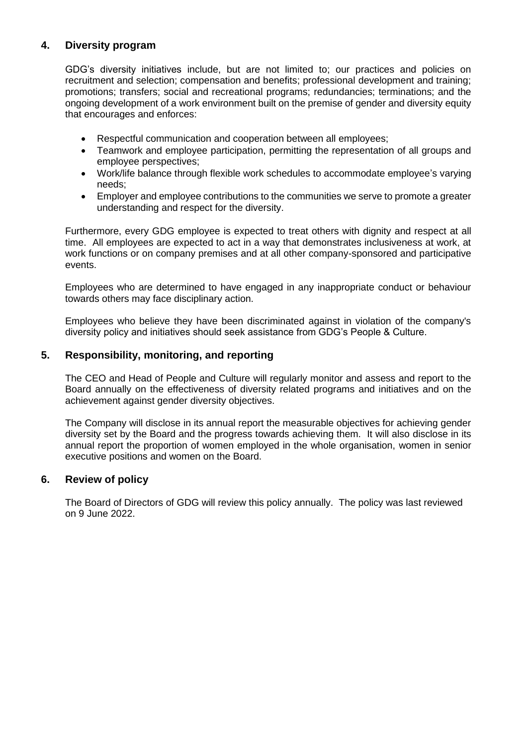## 4. Diversity program

GDG's diversity initiatives include, but are not limited to; our practices and policies on recruitment and selection; compensation and benefits; professional development and training; promotions; transfers; social and recreational programs; redundancies; terminations; and the ongoing development of a work environment built on the premise of gender and diversity equity that encourages and enforces:

- Respectful communication and cooperation between all employees;
- Teamwork and employee participation, permitting the representation of all groups and employee perspectives;
- Work/life balance through flexible work schedules to accommodate employee's varying needs;
- Employer and employee contributions to the communities we serve to promote a greater understanding and respect for the diversity.

Furthermore, every GDG employee is expected to treat others with dignity and respect at all time. All employees are expected to act in a way that demonstrates inclusiveness at work, at work functions or on company premises and at all other company-sponsored and participative events.

Employees who are determined to have engaged in any inappropriate conduct or behaviour towards others may face disciplinary action.

Employees who believe they have been discriminated against in violation of the company's diversity policy and initiatives should seek assistance from GDG's People & Culture.

## 5. Responsibility, monitoring, and reporting

The CEO and Head of People and Culture will regularly monitor and assess and report to the Board annually on the effectiveness of diversity related programs and initiatives and on the achievement against gender diversity objectives.

The Company will disclose in its annual report the measurable objectives for achieving gender diversity set by the Board and the progress towards achieving them. It will also disclose in its annual report the proportion of women employed in the whole organisation, women in senior executive positions and women on the Board.

## 6. Review of policy

The Board of Directors of GDG will review this policy annually. The policy was last reviewed on 9 June 2022.